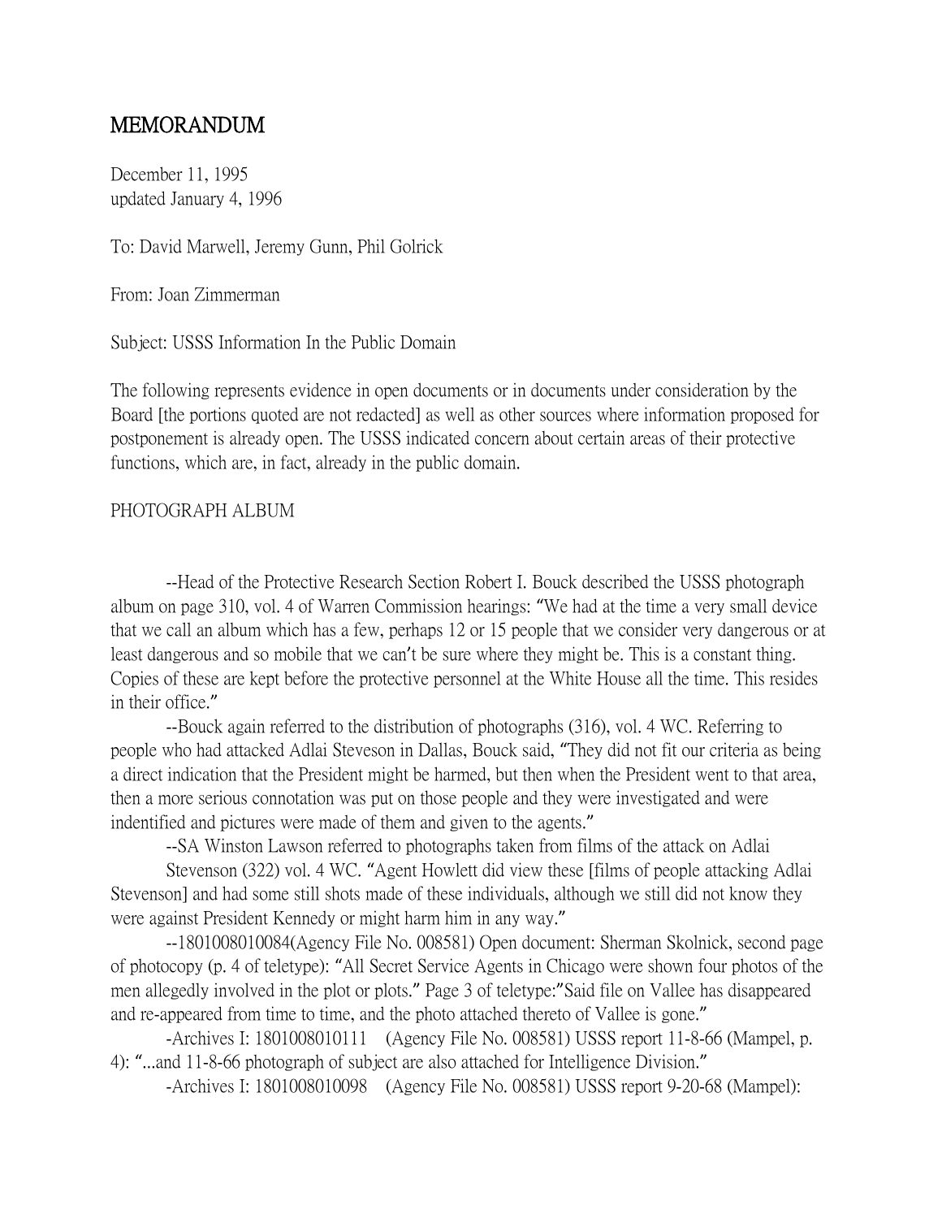# MEMORANDUM

December 11, 1995
updated January 4, 1996

To: David Marwell, Jeremy Gunn, Phil Golrick

From: Joan Zimmerman

Subject: USSS Information In the Public Domain

The following represents evidence in open documents or in documents under consideration by the Board [the portions quoted are not redacted] as well as other sources where information proposed for postponement is already open. The USSS indicated concern about certain areas of their protective functions, which are, in fact, already in the public domain.

PHOTOGRAPH ALBUM

--Head of the Protective Research Section Robert I. Bouck described the USSS photograph album on page 310, vol. 4 of Warren Commission hearings: "We had at the time a very small device that we call an album which has a few, perhaps 12 or 15 people that we consider very dangerous or at least dangerous and so mobile that we can't be sure where they might be. This is a constant thing. Copies of these are kept before the protective personnel at the White House all the time. This resides in their office."

--Bouck again referred to the distribution of photographs (316), vol. 4 WC. Referring to people who had attacked Adlai Steveson in Dallas, Bouck said, "They did not fit our criteria as being a direct indication that the President might be harmed, but then when the President went to that area, then a more serious connotation was put on those people and they were investigated and were indentified and pictures were made of them and given to the agents."

--SA Winston Lawson referred to photographs taken from films of the attack on Adlai Stevenson (322) vol. 4 WC. "Agent Howlett did view these [films of people attacking Adlai Stevenson] and had some still shots made of these individuals, although we still did not know they were against President Kennedy or might harm him in any way."

--1801008010084(Agency File No. 008581) Open document: Sherman Skolnick, second page of photocopy (p. 4 of teletype): "All Secret Service Agents in Chicago were shown four photos of the men allegedly involved in the plot or plots." Page 3 of teletype:"Said file on Vallee has disappeared and re-appeared from time to time, and the photo attached thereto of Vallee is gone."

-Archives I: 1801008010111 (Agency File No. 008581) USSS report 11-8-66 (Mampel, p. 4): "...and 11-8-66 photograph of subject are also attached for Intelligence Division."

-Archives I: 1801008010098 (Agency File No. 008581) USSS report 9-20-68 (Mampel):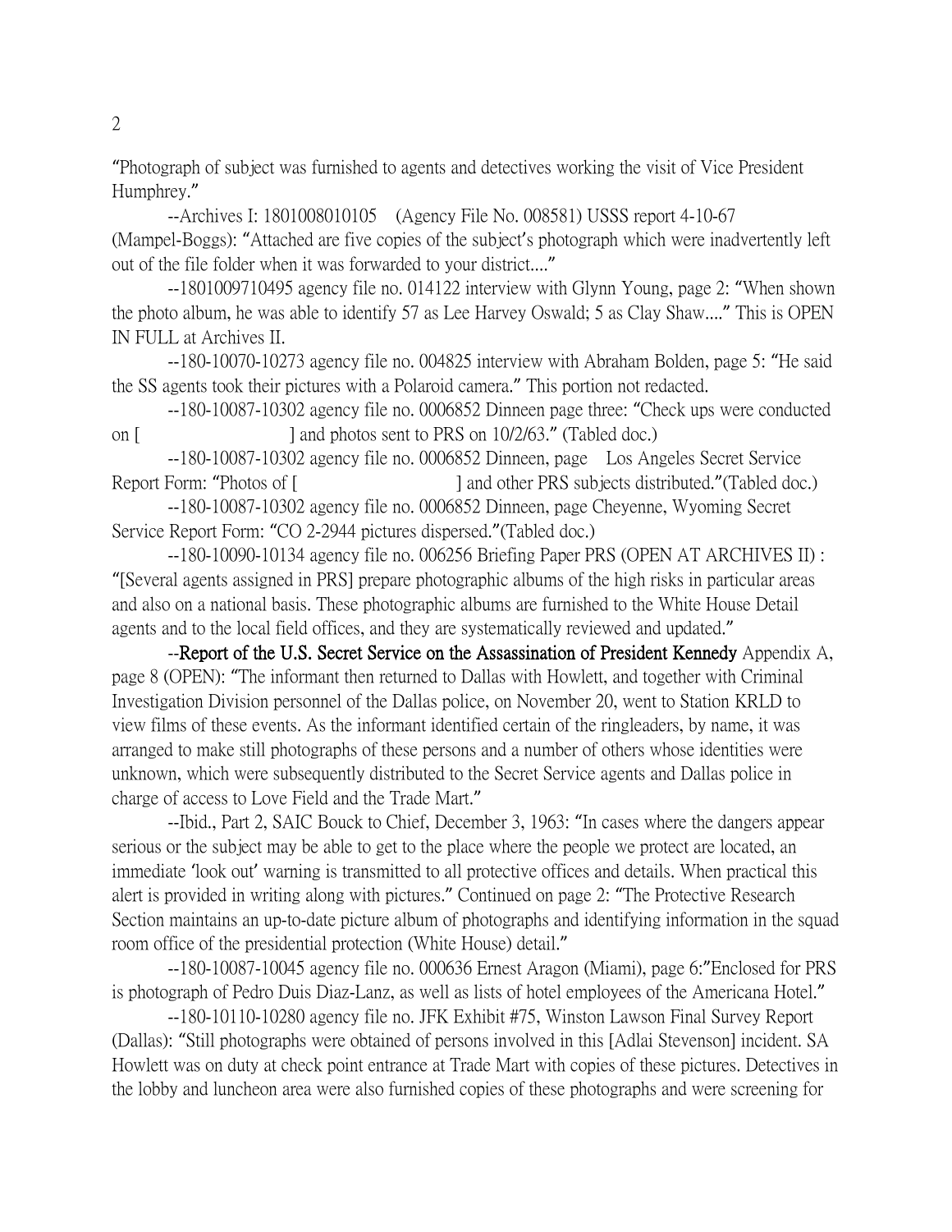"Photograph of subject was furnished to agents and detectives working the visit of Vice President Humphrey."

--Archives I: 1801008010105 (Agency File No. 008581) USSS report 4-10-67 (Mampel-Boggs): "Attached are five copies of the subject's photograph which were inadvertently left out of the file folder when it was forwarded to your district...."

--1801009710495 agency file no. 014122 interview with Glynn Young, page 2: "When shown the photo album, he was able to identify 57 as Lee Harvey Oswald; 5 as Clay Shaw...." This is OPEN IN FULL at Archives II.

--180-10070-10273 agency file no. 004825 interview with Abraham Bolden, page 5: "He said the SS agents took their pictures with a Polaroid camera." This portion not redacted.

--180-10087-10302 agency file no. 0006852 Dinneen page three: "Check ups were conducted on [ ] and photos sent to PRS on 10/2/63." (Tabled doc.)

--180-10087-10302 agency file no. 0006852 Dinneen, page Los Angeles Secret Service Report Form: "Photos of [ ] and other PRS subjects distributed."(Tabled doc.)

--180-10087-10302 agency file no. 0006852 Dinneen, page Cheyenne, Wyoming Secret Service Report Form: "CO 2-2944 pictures dispersed."(Tabled doc.)

--180-10090-10134 agency file no. 006256 Briefing Paper PRS (OPEN AT ARCHIVES II) : "[Several agents assigned in PRS] prepare photographic albums of the high risks in particular areas and also on a national basis. These photographic albums are furnished to the White House Detail agents and to the local field offices, and they are systematically reviewed and updated."

--**Report of the U.S. Secret Service on the Assassination of President Kennedy** Appendix A, page 8 (OPEN): "The informant then returned to Dallas with Howlett, and together with Criminal Investigation Division personnel of the Dallas police, on November 20, went to Station KRLD to view films of these events. As the informant identified certain of the ringleaders, by name, it was arranged to make still photographs of these persons and a number of others whose identities were unknown, which were subsequently distributed to the Secret Service agents and Dallas police in charge of access to Love Field and the Trade Mart."

--Ibid., Part 2, SAIC Bouck to Chief, December 3, 1963: "In cases where the dangers appear serious or the subject may be able to get to the place where the people we protect are located, an immediate 'look out' warning is transmitted to all protective offices and details. When practical this alert is provided in writing along with pictures." Continued on page 2: "The Protective Research Section maintains an up-to-date picture album of photographs and identifying information in the squad room office of the presidential protection (White House) detail."

--180-10087-10045 agency file no. 000636 Ernest Aragon (Miami), page 6:"Enclosed for PRS is photograph of Pedro Duis Diaz-Lanz, as well as lists of hotel employees of the Americana Hotel."

--180-10110-10280 agency file no. JFK Exhibit #75, Winston Lawson Final Survey Report (Dallas): "Still photographs were obtained of persons involved in this [Adlai Stevenson] incident. SA Howlett was on duty at check point entrance at Trade Mart with copies of these pictures. Detectives in the lobby and luncheon area were also furnished copies of these photographs and were screening for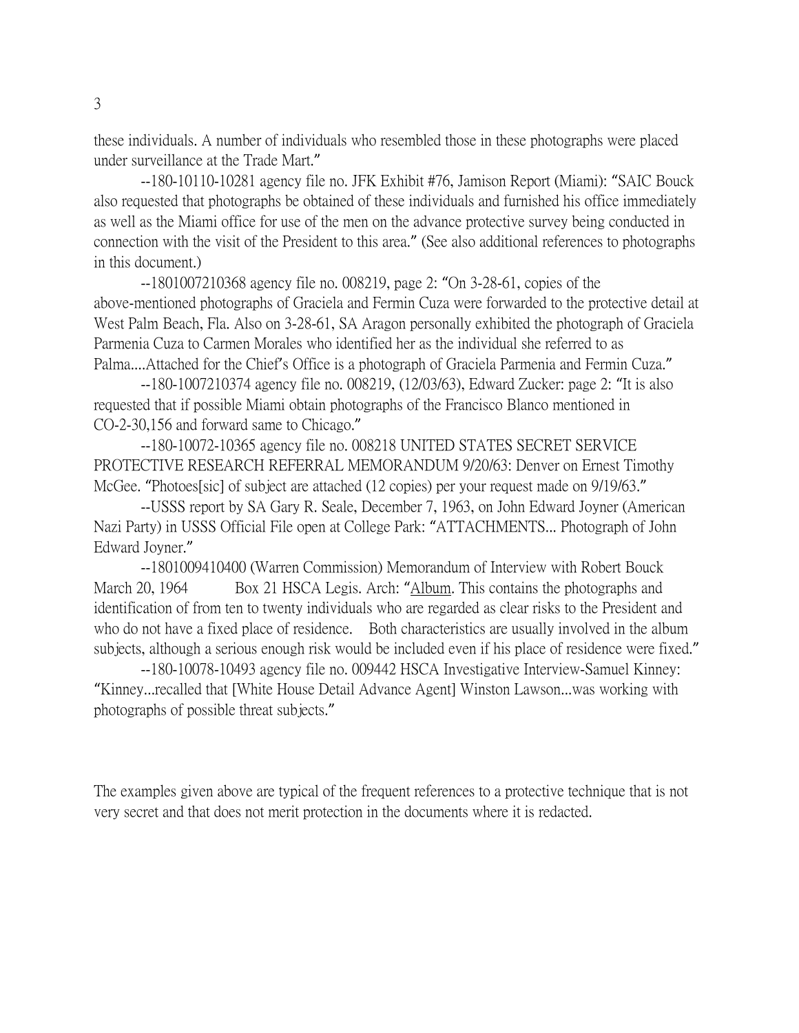these individuals. A number of individuals who resembled those in these photographs were placed under surveillance at the Trade Mart."

--180-10110-10281 agency file no. JFK Exhibit #76, Jamison Report (Miami): "SAIC Bouck also requested that photographs be obtained of these individuals and furnished his office immediately as well as the Miami office for use of the men on the advance protective survey being conducted in connection with the visit of the President to this area." (See also additional references to photographs in this document.)

--1801007210368 agency file no. 008219, page 2: "On 3-28-61, copies of the above-mentioned photographs of Graciela and Fermin Cuza were forwarded to the protective detail at West Palm Beach, Fla. Also on 3-28-61, SA Aragon personally exhibited the photograph of Graciela Parmenia Cuza to Carmen Morales who identified her as the individual she referred to as Palma....Attached for the Chief's Office is a photograph of Graciela Parmenia and Fermin Cuza."

--180-1007210374 agency file no. 008219, (12/03/63), Edward Zucker: page 2: "It is also requested that if possible Miami obtain photographs of the Francisco Blanco mentioned in CO-2-30,156 and forward same to Chicago."

--180-10072-10365 agency file no. 008218 UNITED STATES SECRET SERVICE PROTECTIVE RESEARCH REFERRAL MEMORANDUM 9/20/63: Denver on Ernest Timothy McGee. "Photoes[sic] of subject are attached (12 copies) per your request made on 9/19/63."

--USSS report by SA Gary R. Seale, December 7, 1963, on John Edward Joyner (American Nazi Party) in USSS Official File open at College Park: "ATTACHMENTS... Photograph of John Edward Joyner."

--1801009410400 (Warren Commission) Memorandum of Interview with Robert Bouck March 20, 1964 Box 21 HSCA Legis. Arch: "Album. This contains the photographs and identification of from ten to twenty individuals who are regarded as clear risks to the President and who do not have a fixed place of residence. Both characteristics are usually involved in the album subjects, although a serious enough risk would be included even if his place of residence were fixed."

--180-10078-10493 agency file no. 009442 HSCA Investigative Interview-Samuel Kinney: "Kinney...recalled that [White House Detail Advance Agent] Winston Lawson...was working with photographs of possible threat subjects."

The examples given above are typical of the frequent references to a protective technique that is not very secret and that does not merit protection in the documents where it is redacted.